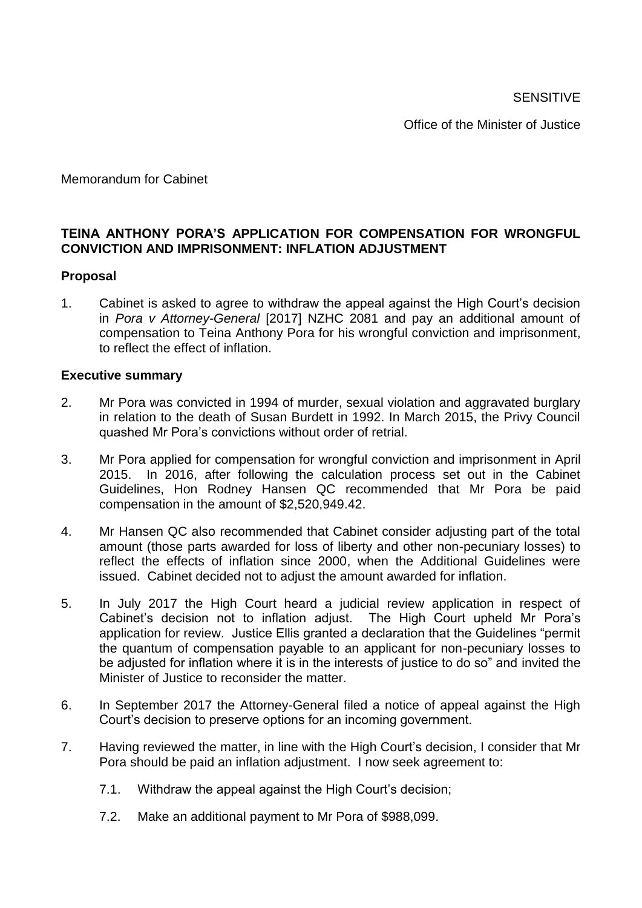SENSITIVE

Office of the Minister of Justice

Memorandum for Cabinet

**TEINA ANTHONY PORA'S APPLICATION FOR COMPENSATION FOR WRONGFUL CONVICTION AND IMPRISONMENT: INFLATION ADJUSTMENT**

**Proposal**

1. Cabinet is asked to agree to withdraw the appeal against the High Court's decision in *Pora v Attorney-General* [2017] NZHC 2081 and pay an additional amount of compensation to Teina Anthony Pora for his wrongful conviction and imprisonment, to reflect the effect of inflation.

**Executive summary**

2. Mr Pora was convicted in 1994 of murder, sexual violation and aggravated burglary in relation to the death of Susan Burdett in 1992. In March 2015, the Privy Council quashed Mr Pora's convictions without order of retrial.

3. Mr Pora applied for compensation for wrongful conviction and imprisonment in April 2015. In 2016, after following the calculation process set out in the Cabinet Guidelines, Hon Rodney Hansen QC recommended that Mr Pora be paid compensation in the amount of $2,520,949.42.

4. Mr Hansen QC also recommended that Cabinet consider adjusting part of the total amount (those parts awarded for loss of liberty and other non-pecuniary losses) to reflect the effects of inflation since 2000, when the Additional Guidelines were issued. Cabinet decided not to adjust the amount awarded for inflation.

5. In July 2017 the High Court heard a judicial review application in respect of Cabinet's decision not to inflation adjust. The High Court upheld Mr Pora's application for review. Justice Ellis granted a declaration that the Guidelines "permit the quantum of compensation payable to an applicant for non-pecuniary losses to be adjusted for inflation where it is in the interests of justice to do so" and invited the Minister of Justice to reconsider the matter.

6. In September 2017 the Attorney-General filed a notice of appeal against the High Court's decision to preserve options for an incoming government.

7. Having reviewed the matter, in line with the High Court's decision, I consider that Mr Pora should be paid an inflation adjustment. I now seek agreement to:

   7.1. Withdraw the appeal against the High Court's decision;

   7.2. Make an additional payment to Mr Pora of $988,099.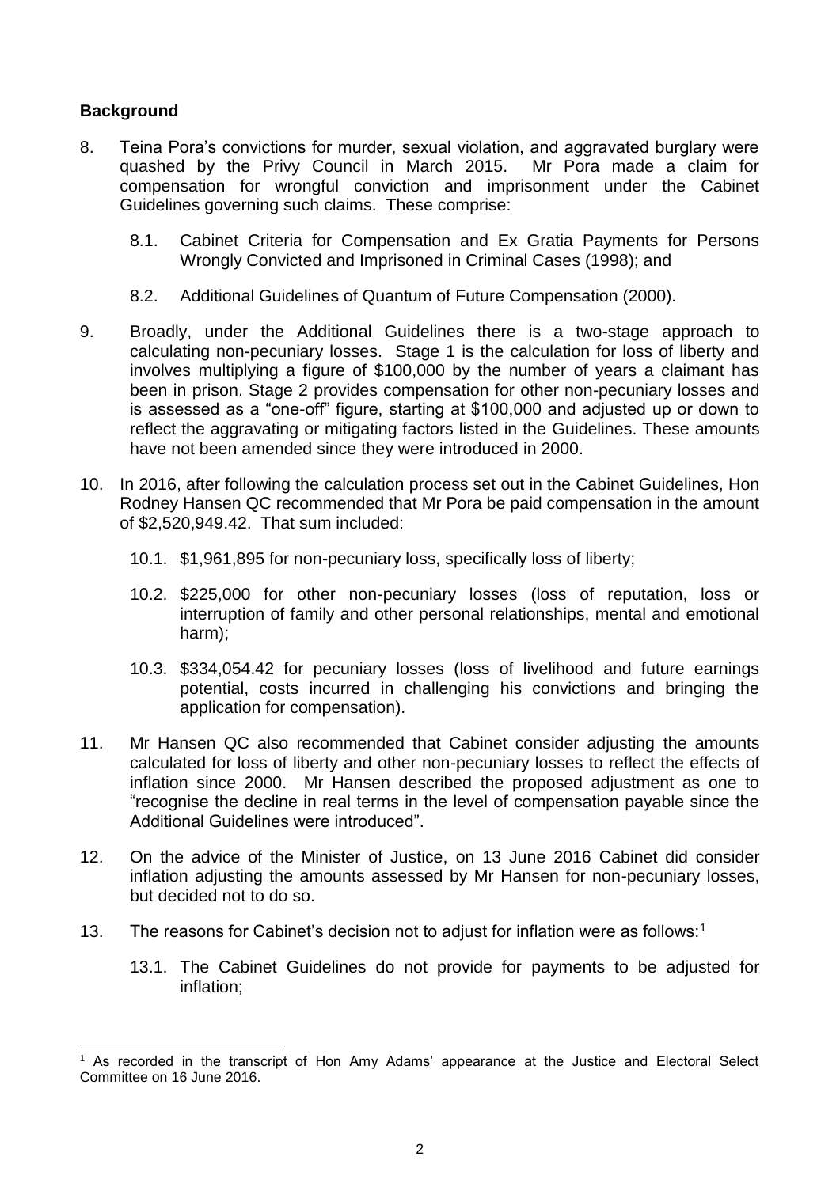## **Background**

8. Teina Pora's convictions for murder, sexual violation, and aggravated burglary were quashed by the Privy Council in March 2015. Mr Pora made a claim for compensation for wrongful conviction and imprisonment under the Cabinet Guidelines governing such claims. These comprise:

   8.1. Cabinet Criteria for Compensation and Ex Gratia Payments for Persons Wrongly Convicted and Imprisoned in Criminal Cases (1998); and

   8.2. Additional Guidelines of Quantum of Future Compensation (2000).

9. Broadly, under the Additional Guidelines there is a two-stage approach to calculating non-pecuniary losses. Stage 1 is the calculation for loss of liberty and involves multiplying a figure of $100,000 by the number of years a claimant has been in prison. Stage 2 provides compensation for other non-pecuniary losses and is assessed as a "one-off" figure, starting at $100,000 and adjusted up or down to reflect the aggravating or mitigating factors listed in the Guidelines. These amounts have not been amended since they were introduced in 2000.

10. In 2016, after following the calculation process set out in the Cabinet Guidelines, Hon Rodney Hansen QC recommended that Mr Pora be paid compensation in the amount of $2,520,949.42. That sum included:

    10.1. $1,961,895 for non-pecuniary loss, specifically loss of liberty;

    10.2. $225,000 for other non-pecuniary losses (loss of reputation, loss or interruption of family and other personal relationships, mental and emotional harm);

    10.3. $334,054.42 for pecuniary losses (loss of livelihood and future earnings potential, costs incurred in challenging his convictions and bringing the application for compensation).

11. Mr Hansen QC also recommended that Cabinet consider adjusting the amounts calculated for loss of liberty and other non-pecuniary losses to reflect the effects of inflation since 2000. Mr Hansen described the proposed adjustment as one to "recognise the decline in real terms in the level of compensation payable since the Additional Guidelines were introduced".

12. On the advice of the Minister of Justice, on 13 June 2016 Cabinet did consider inflation adjusting the amounts assessed by Mr Hansen for non-pecuniary losses, but decided not to do so.

13. The reasons for Cabinet's decision not to adjust for inflation were as follows:[1]

    13.1. The Cabinet Guidelines do not provide for payments to be adjusted for inflation;

---

[1] As recorded in the transcript of Hon Amy Adams' appearance at the Justice and Electoral Select Committee on 16 June 2016.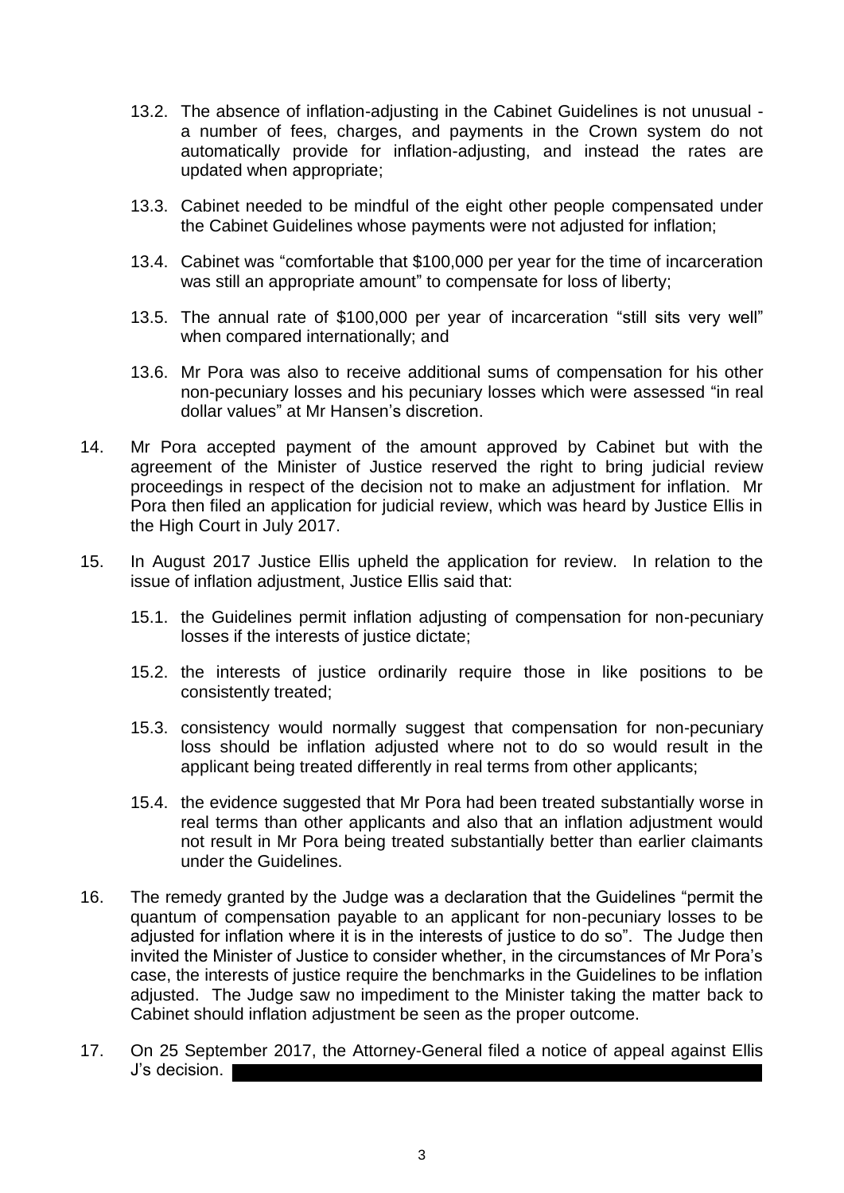13.2. The absence of inflation-adjusting in the Cabinet Guidelines is not unusual - a number of fees, charges, and payments in the Crown system do not automatically provide for inflation-adjusting, and instead the rates are updated when appropriate;

13.3. Cabinet needed to be mindful of the eight other people compensated under the Cabinet Guidelines whose payments were not adjusted for inflation;

13.4. Cabinet was "comfortable that $100,000 per year for the time of incarceration was still an appropriate amount" to compensate for loss of liberty;

13.5. The annual rate of $100,000 per year of incarceration "still sits very well" when compared internationally; and

13.6. Mr Pora was also to receive additional sums of compensation for his other non-pecuniary losses and his pecuniary losses which were assessed "in real dollar values" at Mr Hansen's discretion.

14. Mr Pora accepted payment of the amount approved by Cabinet but with the agreement of the Minister of Justice reserved the right to bring judicial review proceedings in respect of the decision not to make an adjustment for inflation. Mr Pora then filed an application for judicial review, which was heard by Justice Ellis in the High Court in July 2017.

15. In August 2017 Justice Ellis upheld the application for review. In relation to the issue of inflation adjustment, Justice Ellis said that:

15.1. the Guidelines permit inflation adjusting of compensation for non-pecuniary losses if the interests of justice dictate;

15.2. the interests of justice ordinarily require those in like positions to be consistently treated;

15.3. consistency would normally suggest that compensation for non-pecuniary loss should be inflation adjusted where not to do so would result in the applicant being treated differently in real terms from other applicants;

15.4. the evidence suggested that Mr Pora had been treated substantially worse in real terms than other applicants and also that an inflation adjustment would not result in Mr Pora being treated substantially better than earlier claimants under the Guidelines.

16. The remedy granted by the Judge was a declaration that the Guidelines "permit the quantum of compensation payable to an applicant for non-pecuniary losses to be adjusted for inflation where it is in the interests of justice to do so". The Judge then invited the Minister of Justice to consider whether, in the circumstances of Mr Pora's case, the interests of justice require the benchmarks in the Guidelines to be inflation adjusted. The Judge saw no impediment to the Minister taking the matter back to Cabinet should inflation adjustment be seen as the proper outcome.

17. On 25 September 2017, the Attorney-General filed a notice of appeal against Ellis J's decision.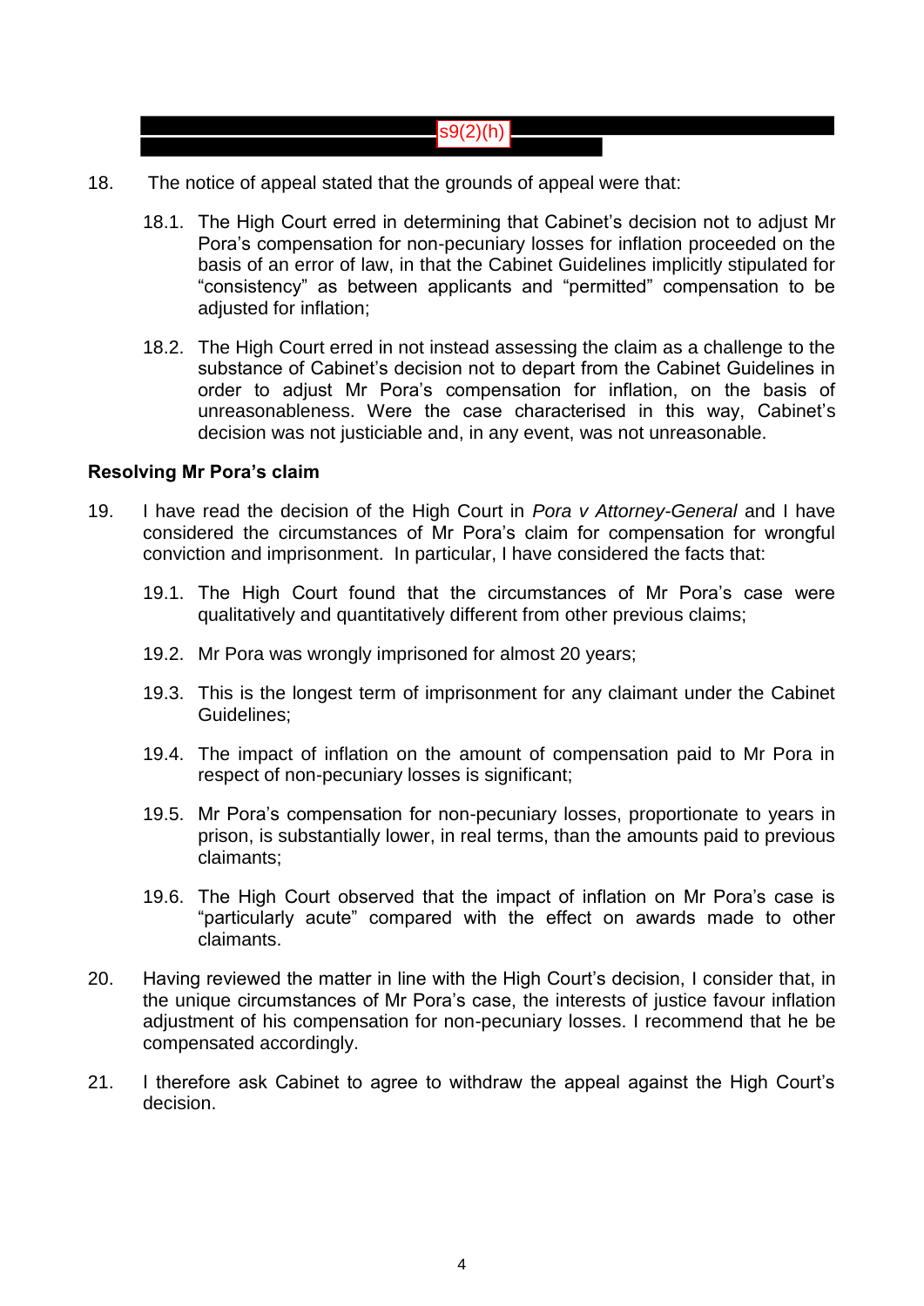s9(2)(h)

18. The notice of appeal stated that the grounds of appeal were that:

    18.1. The High Court erred in determining that Cabinet's decision not to adjust Mr Pora's compensation for non-pecuniary losses for inflation proceeded on the basis of an error of law, in that the Cabinet Guidelines implicitly stipulated for "consistency" as between applicants and "permitted" compensation to be adjusted for inflation;

    18.2. The High Court erred in not instead assessing the claim as a challenge to the substance of Cabinet's decision not to depart from the Cabinet Guidelines in order to adjust Mr Pora's compensation for inflation, on the basis of unreasonableness. Were the case characterised in this way, Cabinet's decision was not justiciable and, in any event, was not unreasonable.

**Resolving Mr Pora's claim**

19. I have read the decision of the High Court in *Pora v Attorney-General* and I have considered the circumstances of Mr Pora's claim for compensation for wrongful conviction and imprisonment. In particular, I have considered the facts that:

    19.1. The High Court found that the circumstances of Mr Pora's case were qualitatively and quantitatively different from other previous claims;

    19.2. Mr Pora was wrongly imprisoned for almost 20 years;

    19.3. This is the longest term of imprisonment for any claimant under the Cabinet Guidelines;

    19.4. The impact of inflation on the amount of compensation paid to Mr Pora in respect of non-pecuniary losses is significant;

    19.5. Mr Pora's compensation for non-pecuniary losses, proportionate to years in prison, is substantially lower, in real terms, than the amounts paid to previous claimants;

    19.6. The High Court observed that the impact of inflation on Mr Pora's case is "particularly acute" compared with the effect on awards made to other claimants.

20. Having reviewed the matter in line with the High Court's decision, I consider that, in the unique circumstances of Mr Pora's case, the interests of justice favour inflation adjustment of his compensation for non-pecuniary losses. I recommend that he be compensated accordingly.

21. I therefore ask Cabinet to agree to withdraw the appeal against the High Court's decision.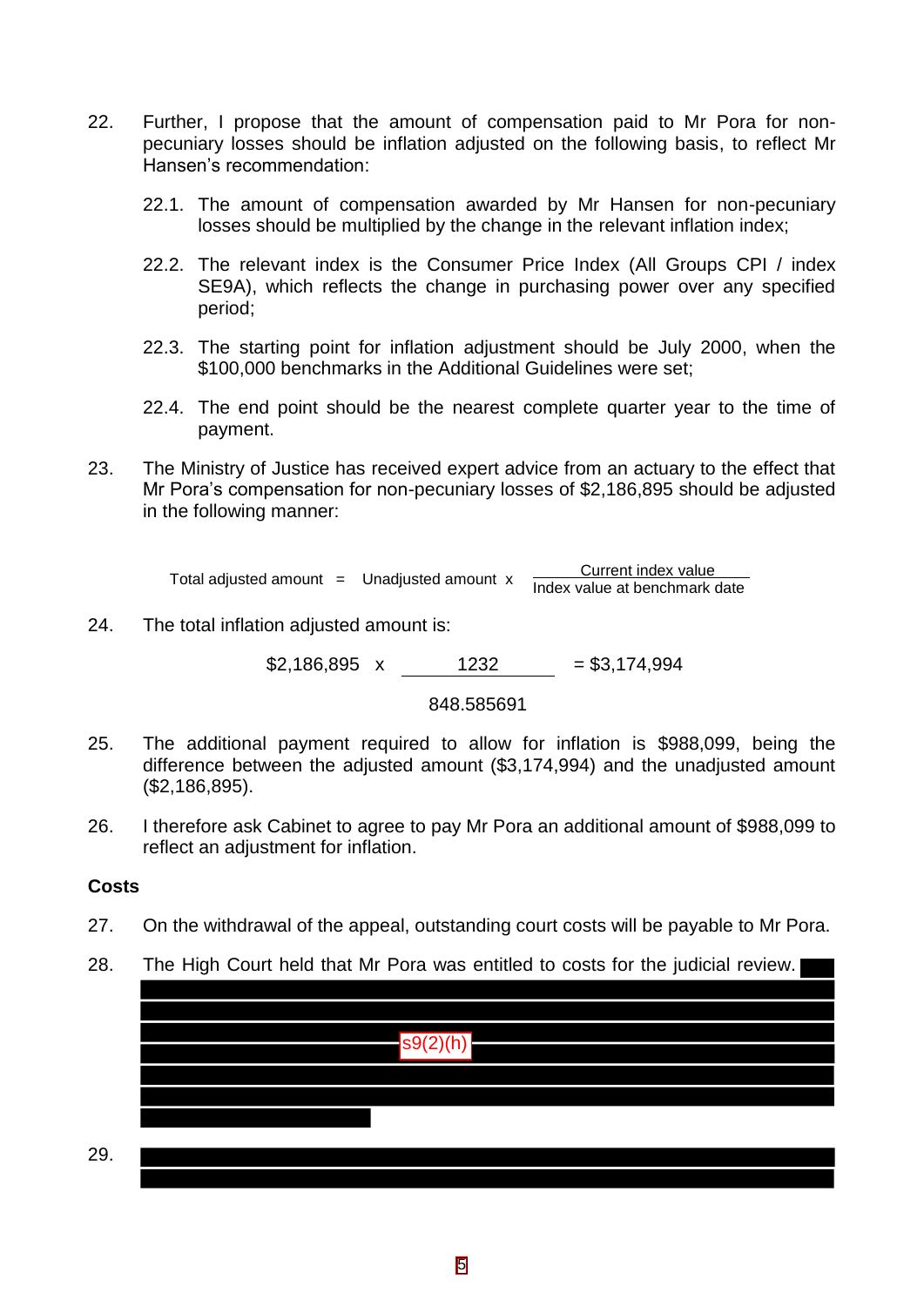22. Further, I propose that the amount of compensation paid to Mr Pora for non-pecuniary losses should be inflation adjusted on the following basis, to reflect Mr Hansen's recommendation:

    22.1. The amount of compensation awarded by Mr Hansen for non-pecuniary losses should be multiplied by the change in the relevant inflation index;

    22.2. The relevant index is the Consumer Price Index (All Groups CPI / index SE9A), which reflects the change in purchasing power over any specified period;

    22.3. The starting point for inflation adjustment should be July 2000, when the $100,000 benchmarks in the Additional Guidelines were set;

    22.4. The end point should be the nearest complete quarter year to the time of payment.

23. The Ministry of Justice has received expert advice from an actuary to the effect that Mr Pora's compensation for non-pecuniary losses of $2,186,895 should be adjusted in the following manner:

$$\text{Total adjusted amount} = \text{Unadjusted amount} \times \frac{\text{Current index value}}{\text{Index value at benchmark date}}$$

24. The total inflation adjusted amount is:

$$\$2,186,895 \times \frac{1232}{848.585691} = \$3,174,994$$

25. The additional payment required to allow for inflation is $988,099, being the difference between the adjusted amount ($3,174,994) and the unadjusted amount ($2,186,895).

26. I therefore ask Cabinet to agree to pay Mr Pora an additional amount of $988,099 to reflect an adjustment for inflation.

**Costs**

27. On the withdrawal of the appeal, outstanding court costs will be payable to Mr Pora.

28. The High Court held that Mr Pora was entitled to costs for the judicial review. [REDACTED s9(2)(h)]

29. [REDACTED]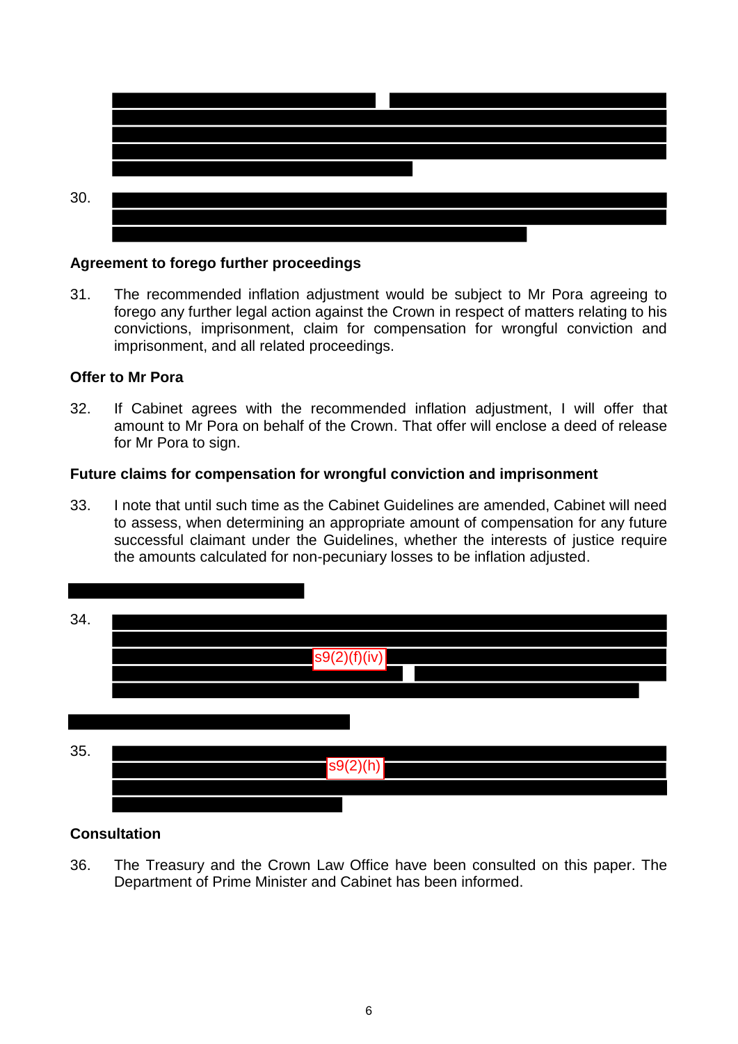30.

## Agreement to forego further proceedings

31. The recommended inflation adjustment would be subject to Mr Pora agreeing to forego any further legal action against the Crown in respect of matters relating to his convictions, imprisonment, claim for compensation for wrongful conviction and imprisonment, and all related proceedings.

## Offer to Mr Pora

32. If Cabinet agrees with the recommended inflation adjustment, I will offer that amount to Mr Pora on behalf of the Crown. That offer will enclose a deed of release for Mr Pora to sign.

## Future claims for compensation for wrongful conviction and imprisonment

33. I note that until such time as the Cabinet Guidelines are amended, Cabinet will need to assess, when determining an appropriate amount of compensation for any future successful claimant under the Guidelines, whether the interests of justice require the amounts calculated for non-pecuniary losses to be inflation adjusted.

34. s9(2)(f)(iv)

35. s9(2)(h)

## Consultation

36. The Treasury and the Crown Law Office have been consulted on this paper. The Department of Prime Minister and Cabinet has been informed.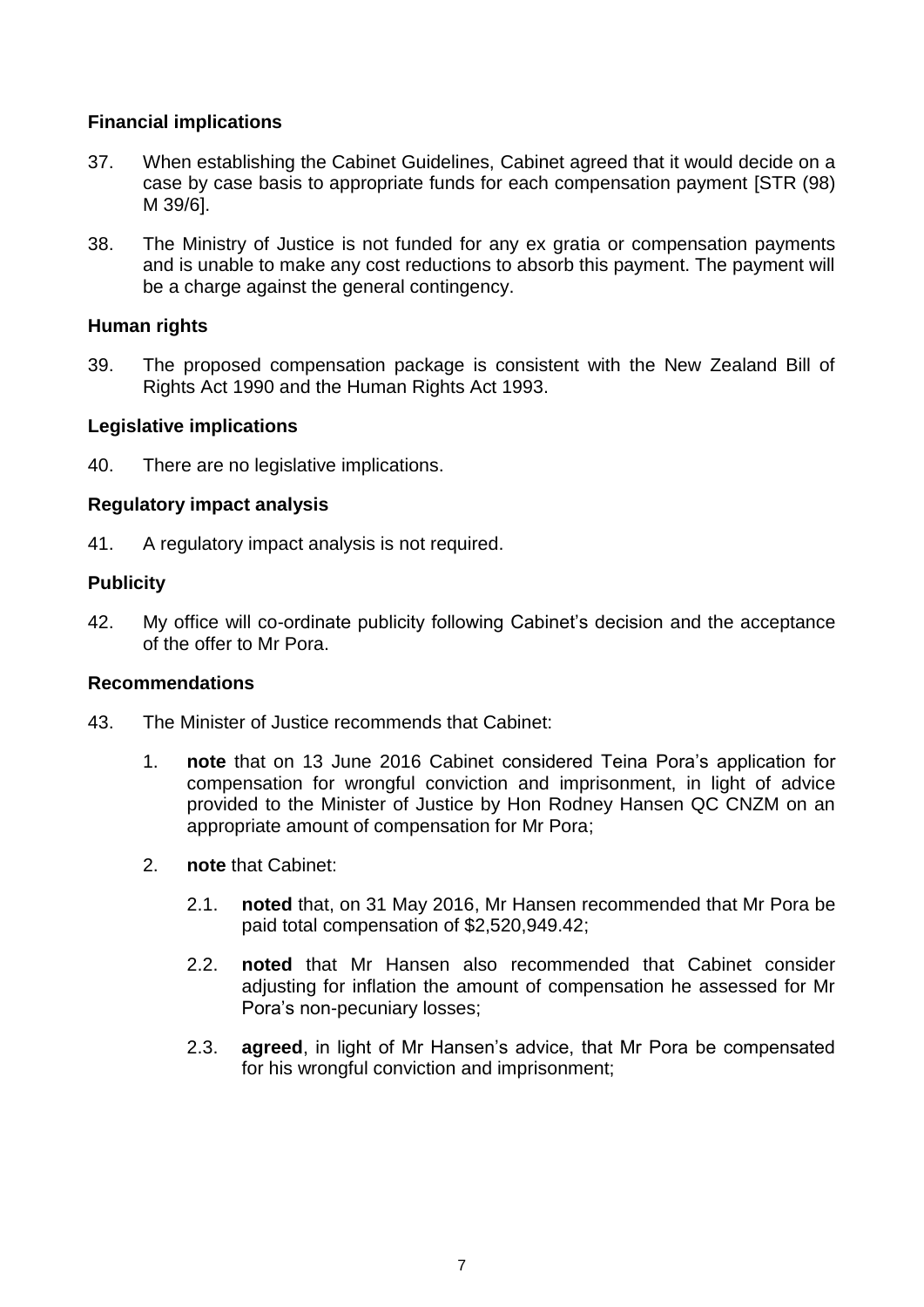## Financial implications

37. When establishing the Cabinet Guidelines, Cabinet agreed that it would decide on a case by case basis to appropriate funds for each compensation payment [STR (98) M 39/6].

38. The Ministry of Justice is not funded for any ex gratia or compensation payments and is unable to make any cost reductions to absorb this payment. The payment will be a charge against the general contingency.

## Human rights

39. The proposed compensation package is consistent with the New Zealand Bill of Rights Act 1990 and the Human Rights Act 1993.

## Legislative implications

40. There are no legislative implications.

## Regulatory impact analysis

41. A regulatory impact analysis is not required.

## Publicity

42. My office will co-ordinate publicity following Cabinet's decision and the acceptance of the offer to Mr Pora.

## Recommendations

43. The Minister of Justice recommends that Cabinet:

    1. **note** that on 13 June 2016 Cabinet considered Teina Pora's application for compensation for wrongful conviction and imprisonment, in light of advice provided to the Minister of Justice by Hon Rodney Hansen QC CNZM on an appropriate amount of compensation for Mr Pora;

    2. **note** that Cabinet:

        2.1. **noted** that, on 31 May 2016, Mr Hansen recommended that Mr Pora be paid total compensation of $2,520,949.42;

        2.2. **noted** that Mr Hansen also recommended that Cabinet consider adjusting for inflation the amount of compensation he assessed for Mr Pora's non-pecuniary losses;

        2.3. **agreed**, in light of Mr Hansen's advice, that Mr Pora be compensated for his wrongful conviction and imprisonment;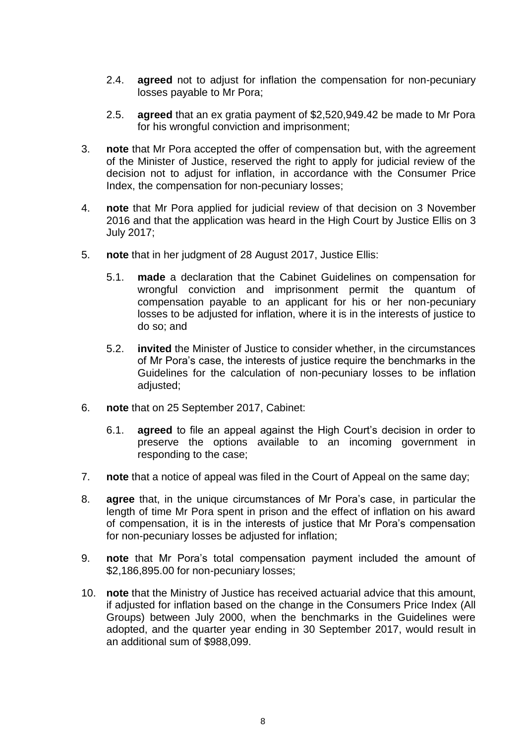2.4. **agreed** not to adjust for inflation the compensation for non-pecuniary losses payable to Mr Pora;

2.5. **agreed** that an ex gratia payment of $2,520,949.42 be made to Mr Pora for his wrongful conviction and imprisonment;

3. **note** that Mr Pora accepted the offer of compensation but, with the agreement of the Minister of Justice, reserved the right to apply for judicial review of the decision not to adjust for inflation, in accordance with the Consumer Price Index, the compensation for non-pecuniary losses;

4. **note** that Mr Pora applied for judicial review of that decision on 3 November 2016 and that the application was heard in the High Court by Justice Ellis on 3 July 2017;

5. **note** that in her judgment of 28 August 2017, Justice Ellis:

   5.1. **made** a declaration that the Cabinet Guidelines on compensation for wrongful conviction and imprisonment permit the quantum of compensation payable to an applicant for his or her non-pecuniary losses to be adjusted for inflation, where it is in the interests of justice to do so; and

   5.2. **invited** the Minister of Justice to consider whether, in the circumstances of Mr Pora's case, the interests of justice require the benchmarks in the Guidelines for the calculation of non-pecuniary losses to be inflation adjusted;

6. **note** that on 25 September 2017, Cabinet:

   6.1. **agreed** to file an appeal against the High Court's decision in order to preserve the options available to an incoming government in responding to the case;

7. **note** that a notice of appeal was filed in the Court of Appeal on the same day;

8. **agree** that, in the unique circumstances of Mr Pora's case, in particular the length of time Mr Pora spent in prison and the effect of inflation on his award of compensation, it is in the interests of justice that Mr Pora's compensation for non-pecuniary losses be adjusted for inflation;

9. **note** that Mr Pora's total compensation payment included the amount of $2,186,895.00 for non-pecuniary losses;

10. **note** that the Ministry of Justice has received actuarial advice that this amount, if adjusted for inflation based on the change in the Consumers Price Index (All Groups) between July 2000, when the benchmarks in the Guidelines were adopted, and the quarter year ending in 30 September 2017, would result in an additional sum of $988,099.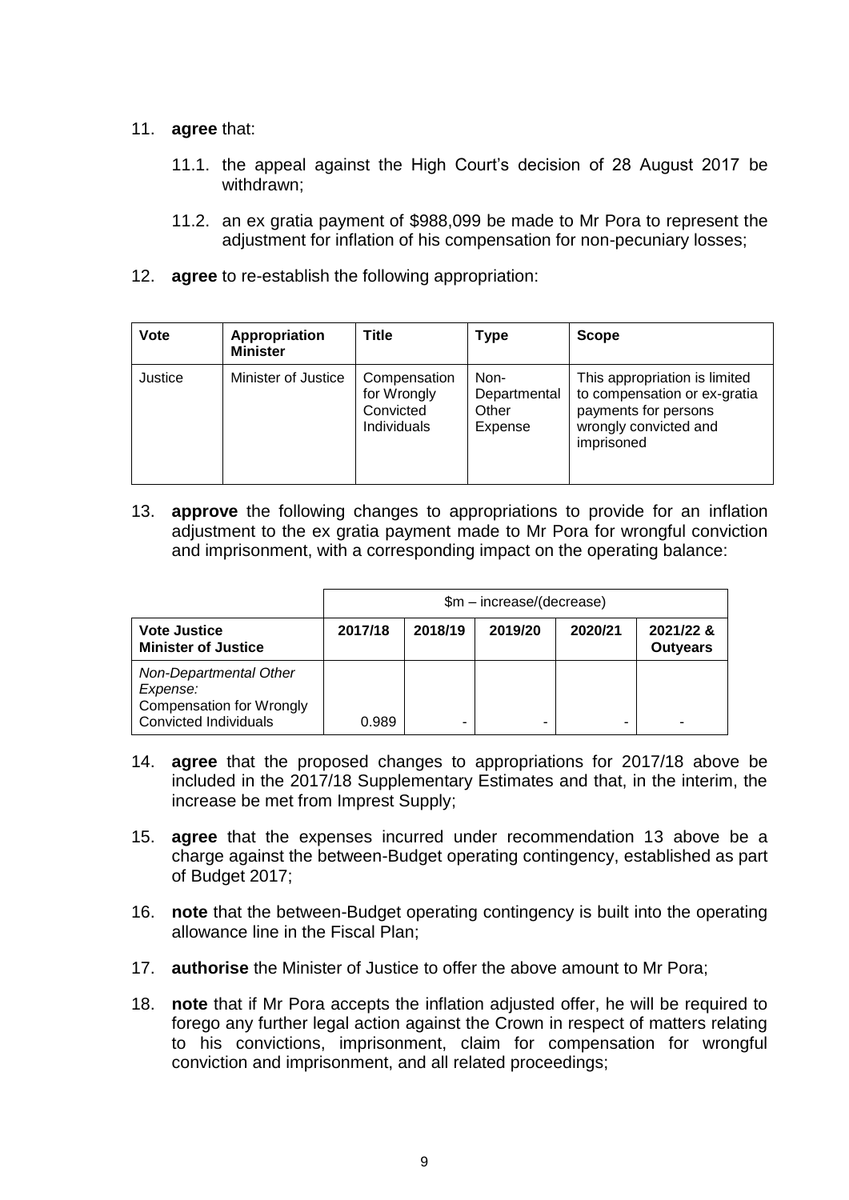11. **agree** that:

    11.1. the appeal against the High Court's decision of 28 August 2017 be withdrawn;

    11.2. an ex gratia payment of $988,099 be made to Mr Pora to represent the adjustment for inflation of his compensation for non-pecuniary losses;

12. **agree** to re-establish the following appropriation:

| Vote | Appropriation Minister | Title | Type | Scope |
|---|---|---|---|---|
| Justice | Minister of Justice | Compensation for Wrongly Convicted Individuals | Non-Departmental Other Expense | This appropriation is limited to compensation or ex-gratia payments for persons wrongly convicted and imprisoned |

13. **approve** the following changes to appropriations to provide for an inflation adjustment to the ex gratia payment made to Mr Pora for wrongful conviction and imprisonment, with a corresponding impact on the operating balance:

| | $m – increase/(decrease) | | | | |
|---|---|---|---|---|---|
| **Vote Justice Minister of Justice** | **2017/18** | **2018/19** | **2019/20** | **2020/21** | **2021/22 & Outyears** |
| *Non-Departmental Other Expense:* Compensation for Wrongly Convicted Individuals | 0.989 | - | - | - | - |

14. **agree** that the proposed changes to appropriations for 2017/18 above be included in the 2017/18 Supplementary Estimates and that, in the interim, the increase be met from Imprest Supply;

15. **agree** that the expenses incurred under recommendation 13 above be a charge against the between-Budget operating contingency, established as part of Budget 2017;

16. **note** that the between-Budget operating contingency is built into the operating allowance line in the Fiscal Plan;

17. **authorise** the Minister of Justice to offer the above amount to Mr Pora;

18. **note** that if Mr Pora accepts the inflation adjusted offer, he will be required to forego any further legal action against the Crown in respect of matters relating to his convictions, imprisonment, claim for compensation for wrongful conviction and imprisonment, and all related proceedings;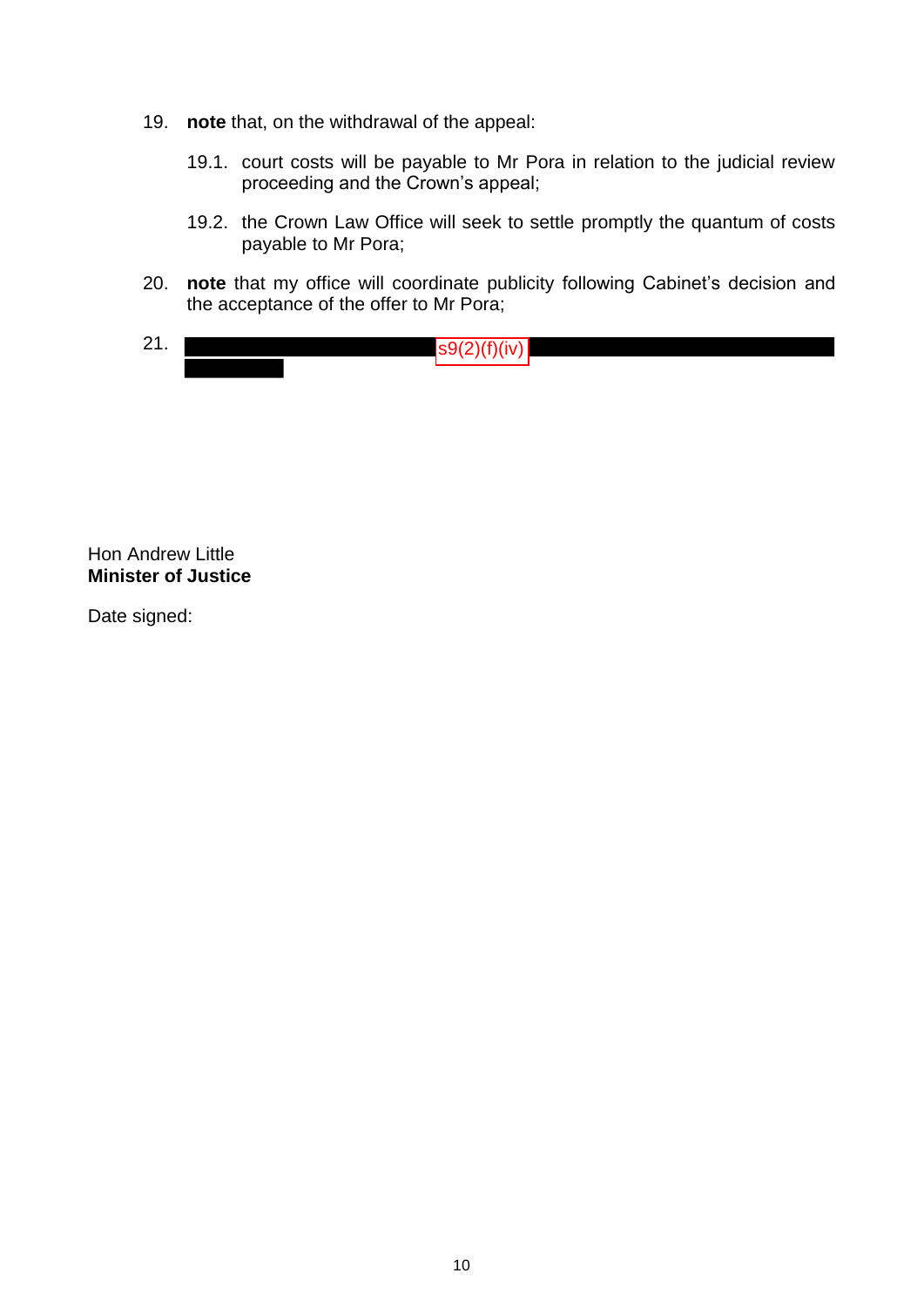19. **note** that, on the withdrawal of the appeal:

    19.1. court costs will be payable to Mr Pora in relation to the judicial review proceeding and the Crown's appeal;

    19.2. the Crown Law Office will seek to settle promptly the quantum of costs payable to Mr Pora;

20. **note** that my office will coordinate publicity following Cabinet's decision and the acceptance of the offer to Mr Pora;

21. s9(2)(f)(iv)

Hon Andrew Little
**Minister of Justice**

Date signed: